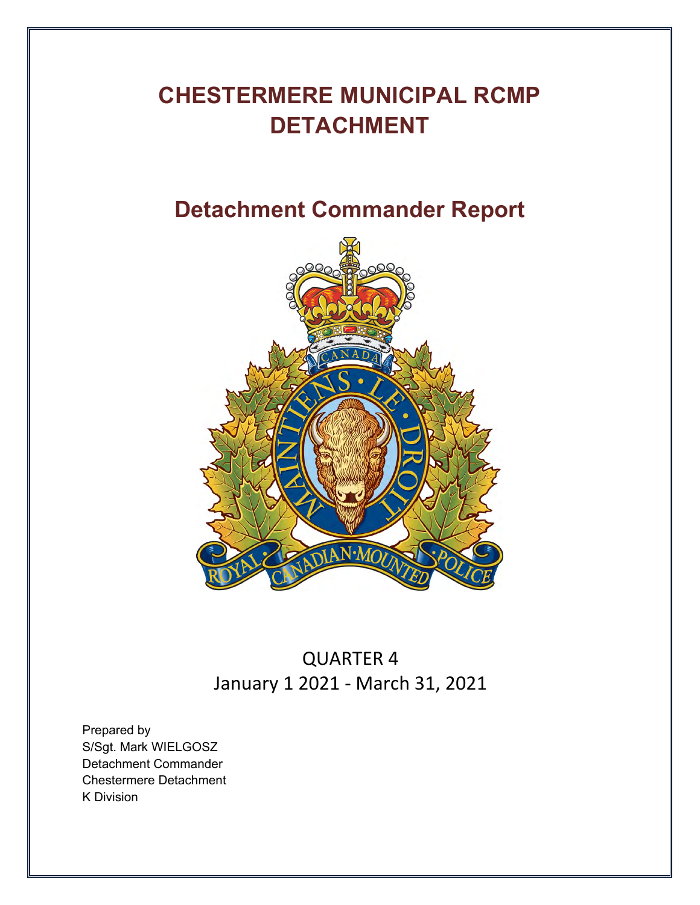# CHESTERMERE MUNICIPAL RCMP DETACHMENT

## Detachment Commander Report

QUARTER 4
January 1 2021 - March 31, 2021

Prepared by
S/Sgt. Mark WIELGOSZ
Detachment Commander
Chestermere Detachment
K Division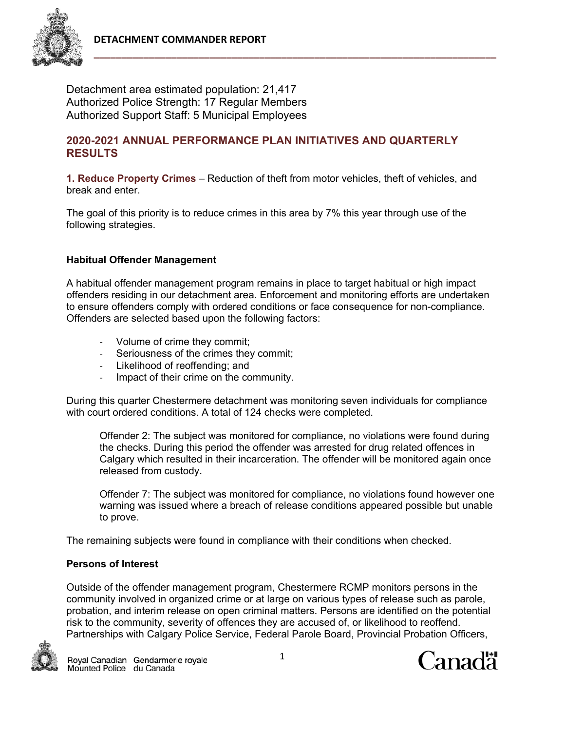Detachment area estimated population: 21,417
Authorized Police Strength: 17 Regular Members
Authorized Support Staff: 5 Municipal Employees

## 2020-2021 ANNUAL PERFORMANCE PLAN INITIATIVES AND QUARTERLY RESULTS

**1. Reduce Property Crimes** – Reduction of theft from motor vehicles, theft of vehicles, and break and enter.

The goal of this priority is to reduce crimes in this area by 7% this year through use of the following strategies.

### Habitual Offender Management

A habitual offender management program remains in place to target habitual or high impact offenders residing in our detachment area. Enforcement and monitoring efforts are undertaken to ensure offenders comply with ordered conditions or face consequence for non-compliance. Offenders are selected based upon the following factors:

- Volume of crime they commit;
- Seriousness of the crimes they commit;
- Likelihood of reoffending; and
- Impact of their crime on the community.

During this quarter Chestermere detachment was monitoring seven individuals for compliance with court ordered conditions. A total of 124 checks were completed.

> Offender 2: The subject was monitored for compliance, no violations were found during the checks. During this period the offender was arrested for drug related offences in Calgary which resulted in their incarceration. The offender will be monitored again once released from custody.
>
> Offender 7: The subject was monitored for compliance, no violations found however one warning was issued where a breach of release conditions appeared possible but unable to prove.

The remaining subjects were found in compliance with their conditions when checked.

### Persons of Interest

Outside of the offender management program, Chestermere RCMP monitors persons in the community involved in organized crime or at large on various types of release such as parole, probation, and interim release on open criminal matters. Persons are identified on the potential risk to the community, severity of offences they are accused of, or likelihood to reoffend. Partnerships with Calgary Police Service, Federal Parole Board, Provincial Probation Officers,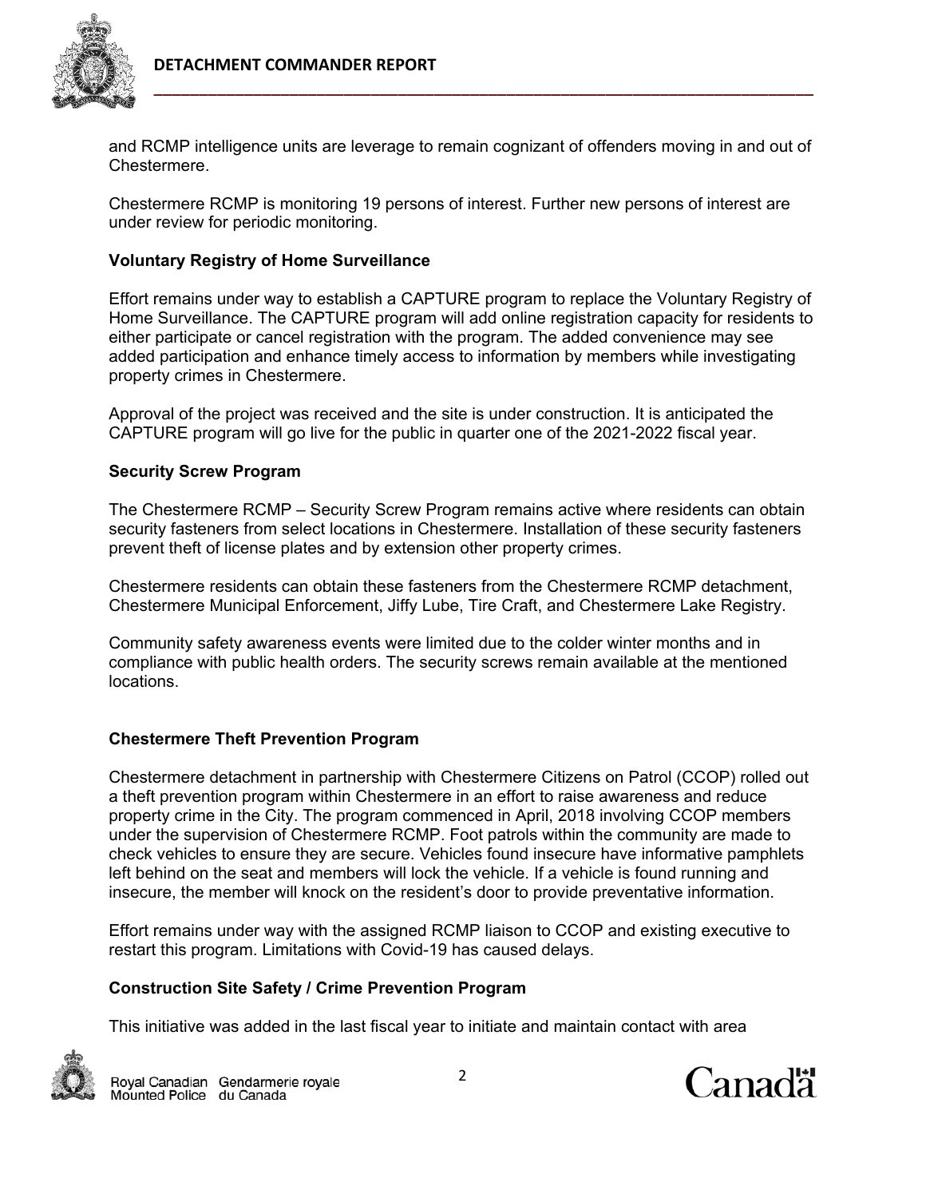and RCMP intelligence units are leverage to remain cognizant of offenders moving in and out of Chestermere.

Chestermere RCMP is monitoring 19 persons of interest. Further new persons of interest are under review for periodic monitoring.

**Voluntary Registry of Home Surveillance**

Effort remains under way to establish a CAPTURE program to replace the Voluntary Registry of Home Surveillance. The CAPTURE program will add online registration capacity for residents to either participate or cancel registration with the program. The added convenience may see added participation and enhance timely access to information by members while investigating property crimes in Chestermere.

Approval of the project was received and the site is under construction. It is anticipated the CAPTURE program will go live for the public in quarter one of the 2021-2022 fiscal year.

**Security Screw Program**

The Chestermere RCMP – Security Screw Program remains active where residents can obtain security fasteners from select locations in Chestermere. Installation of these security fasteners prevent theft of license plates and by extension other property crimes.

Chestermere residents can obtain these fasteners from the Chestermere RCMP detachment, Chestermere Municipal Enforcement, Jiffy Lube, Tire Craft, and Chestermere Lake Registry.

Community safety awareness events were limited due to the colder winter months and in compliance with public health orders. The security screws remain available at the mentioned locations.

**Chestermere Theft Prevention Program**

Chestermere detachment in partnership with Chestermere Citizens on Patrol (CCOP) rolled out a theft prevention program within Chestermere in an effort to raise awareness and reduce property crime in the City. The program commenced in April, 2018 involving CCOP members under the supervision of Chestermere RCMP. Foot patrols within the community are made to check vehicles to ensure they are secure. Vehicles found insecure have informative pamphlets left behind on the seat and members will lock the vehicle. If a vehicle is found running and insecure, the member will knock on the resident's door to provide preventative information.

Effort remains under way with the assigned RCMP liaison to CCOP and existing executive to restart this program. Limitations with Covid-19 has caused delays.

**Construction Site Safety / Crime Prevention Program**

This initiative was added in the last fiscal year to initiate and maintain contact with area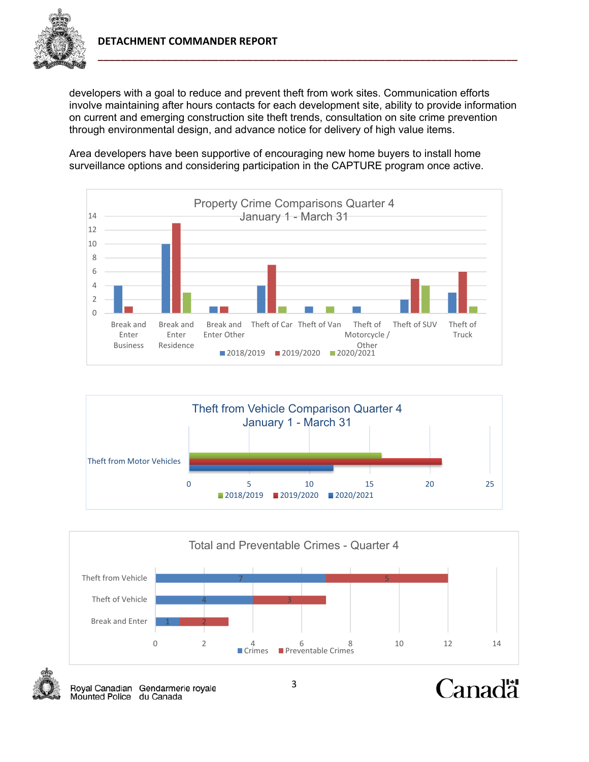developers with a goal to reduce and prevent theft from work sites. Communication efforts involve maintaining after hours contacts for each development site, ability to provide information on current and emerging construction site theft trends, consultation on site crime prevention through environmental design, and advance notice for delivery of high value items.

Area developers have been supportive of encouraging new home buyers to install home surveillance options and considering participation in the CAPTURE program once active.

**Property Crime Comparisons Quarter 4
January 1 - March 31**

| | 2018/2019 | 2019/2020 | 2020/2021 |
|---|---|---|---|
| Break and Enter Business | 4 | 1 | |
| Break and Enter Residence | 10 | 13 | 3 |
| Break and Enter Other | 1 | 1 | |
| Theft of Car | 4 | 7 | 1 |
| Theft of Van | 1 | | 1 |
| Theft of Motorcycle / Other | 1 | | |
| Theft of SUV | 2 | 5 | 4 |
| Theft of Truck | 3 | 6 | 1 |

**Theft from Vehicle Comparison Quarter 4
January 1 - March 31**

| | 2018/2019 | 2019/2020 | 2020/2021 |
|---|---|---|---|
| Theft from Motor Vehicles | 16 | 21 | 12 |

**Total and Preventable Crimes - Quarter 4**

| | Crimes | Preventable Crimes |
|---|---|---|
| Theft from Vehicle | 7 | 5 |
| Theft of Vehicle | 4 | 3 |
| Break and Enter | 1 | 2 |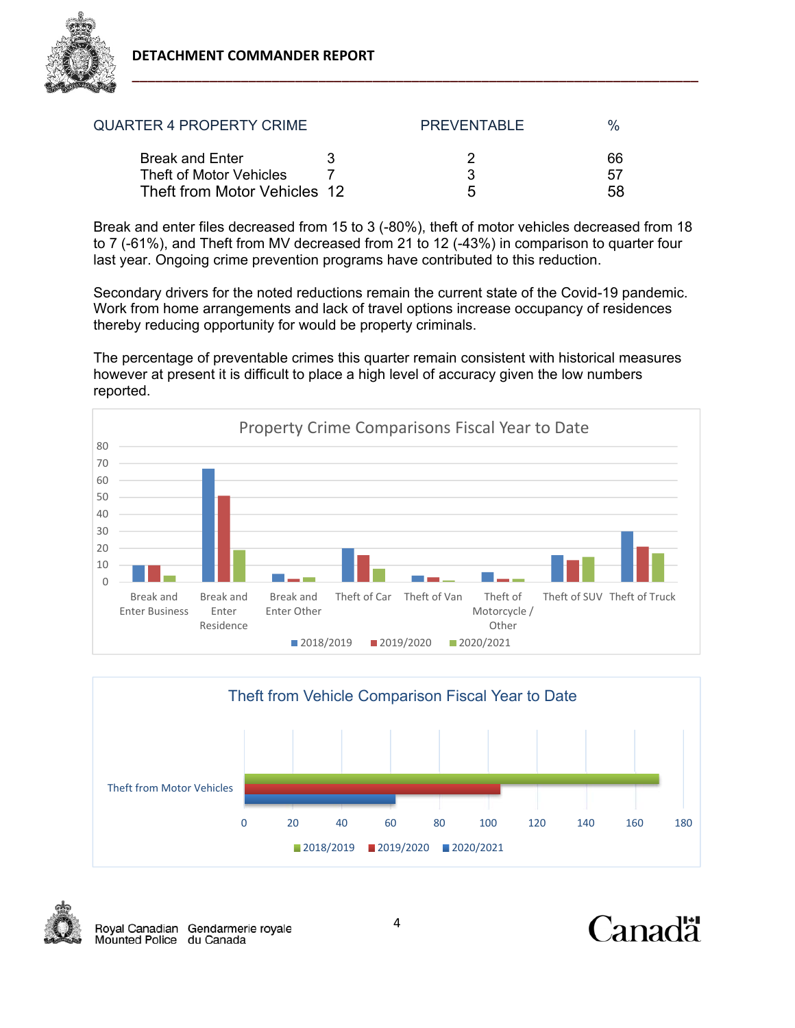## QUARTER 4 PROPERTY CRIME

| QUARTER 4 PROPERTY CRIME | | PREVENTABLE | % |
|---|---|---|---|
| Break and Enter | 3 | 2 | 66 |
| Theft of Motor Vehicles | 7 | 3 | 57 |
| Theft from Motor Vehicles | 12 | 5 | 58 |

Break and enter files decreased from 15 to 3 (-80%), theft of motor vehicles decreased from 18 to 7 (-61%), and Theft from MV decreased from 21 to 12 (-43%) in comparison to quarter four last year. Ongoing crime prevention programs have contributed to this reduction.

Secondary drivers for the noted reductions remain the current state of the Covid-19 pandemic. Work from home arrangements and lack of travel options increase occupancy of residences thereby reducing opportunity for would be property criminals.

The percentage of preventable crimes this quarter remain consistent with historical measures however at present it is difficult to place a high level of accuracy given the low numbers reported.

**Property Crime Comparisons Fiscal Year to Date**

| | 2018/2019 | 2019/2020 | 2020/2021 |
|---|---|---|---|
| Break and Enter Business | 10 | 10 | 4 |
| Break and Enter Residence | 67 | 51 | 19 |
| Break and Enter Other | 5 | 2 | 3 |
| Theft of Car | 20 | 16 | 8 |
| Theft of Van | 4 | 3 | 1 |
| Theft of Motorcycle / Other | 6 | 2 | 2 |
| Theft of SUV | 16 | 13 | 15 |
| Theft of Truck | 30 | 21 | 17 |

**Theft from Vehicle Comparison Fiscal Year to Date**

| | 2018/2019 | 2019/2020 | 2020/2021 |
|---|---|---|---|
| Theft from Motor Vehicles | 170 | 105 | 62 |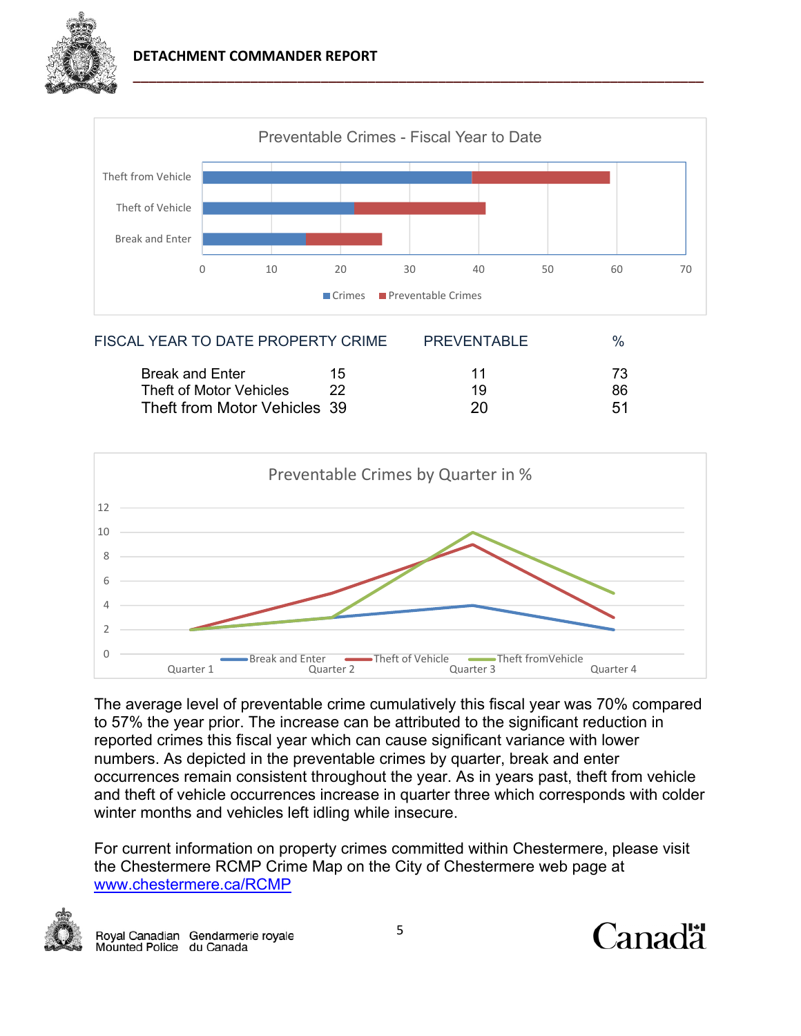**DETACHMENT COMMANDER REPORT**

Preventable Crimes - Fiscal Year to Date

| FISCAL YEAR TO DATE PROPERTY CRIME | | PREVENTABLE | % |
|---|---|---|---|
| Break and Enter | 15 | 11 | 73 |
| Theft of Motor Vehicles | 22 | 19 | 86 |
| Theft from Motor Vehicles | 39 | 20 | 51 |

Preventable Crimes by Quarter in %

The average level of preventable crime cumulatively this fiscal year was 70% compared to 57% the year prior. The increase can be attributed to the significant reduction in reported crimes this fiscal year which can cause significant variance with lower numbers. As depicted in the preventable crimes by quarter, break and enter occurrences remain consistent throughout the year. As in years past, theft from vehicle and theft of vehicle occurrences increase in quarter three which corresponds with colder winter months and vehicles left idling while insecure.

For current information on property crimes committed within Chestermere, please visit the Chestermere RCMP Crime Map on the City of Chestermere web page at [www.chestermere.ca/RCMP](www.chestermere.ca/RCMP)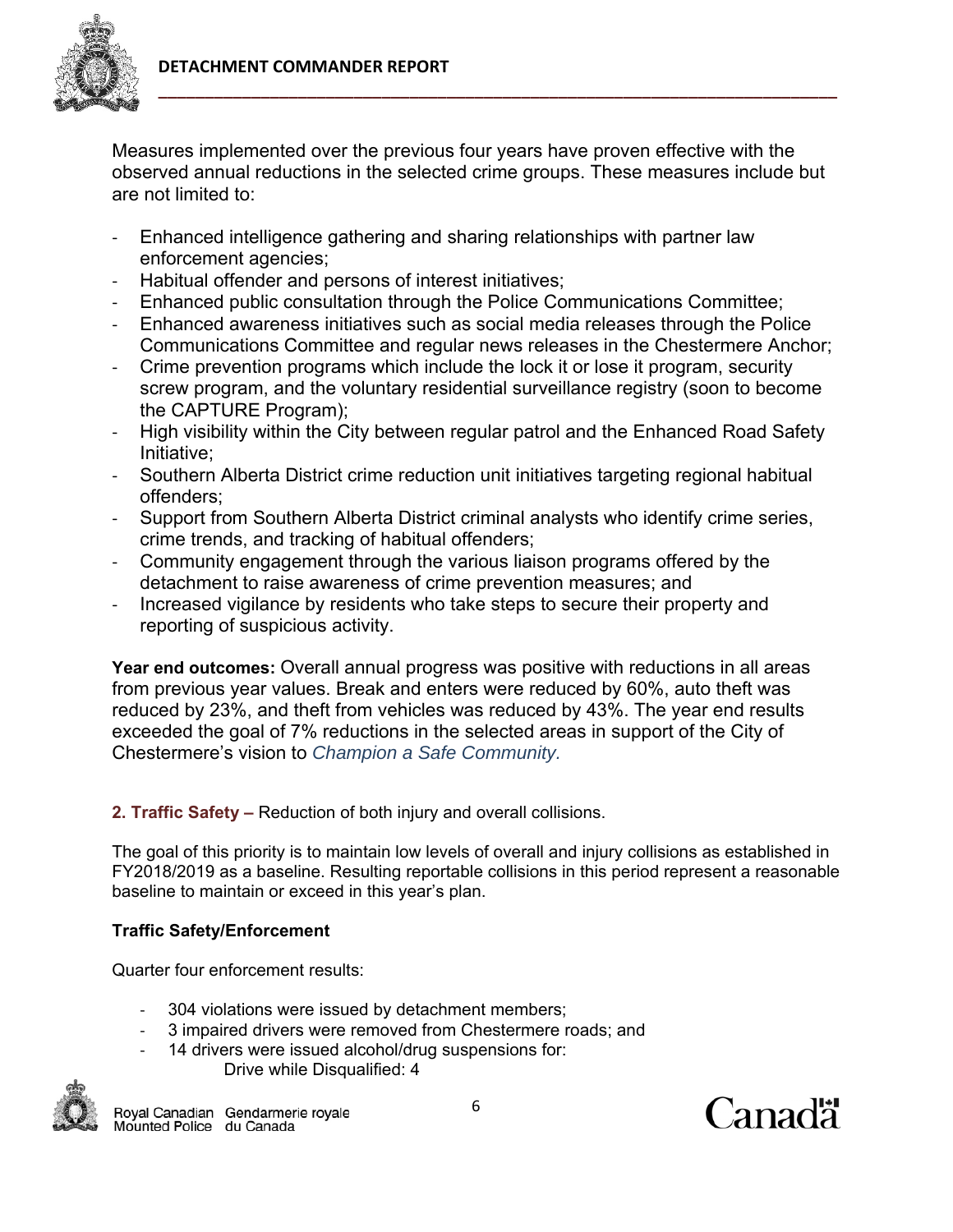Measures implemented over the previous four years have proven effective with the observed annual reductions in the selected crime groups. These measures include but are not limited to:

- Enhanced intelligence gathering and sharing relationships with partner law enforcement agencies;
- Habitual offender and persons of interest initiatives;
- Enhanced public consultation through the Police Communications Committee;
- Enhanced awareness initiatives such as social media releases through the Police Communications Committee and regular news releases in the Chestermere Anchor;
- Crime prevention programs which include the lock it or lose it program, security screw program, and the voluntary residential surveillance registry (soon to become the CAPTURE Program);
- High visibility within the City between regular patrol and the Enhanced Road Safety Initiative;
- Southern Alberta District crime reduction unit initiatives targeting regional habitual offenders;
- Support from Southern Alberta District criminal analysts who identify crime series, crime trends, and tracking of habitual offenders;
- Community engagement through the various liaison programs offered by the detachment to raise awareness of crime prevention measures; and
- Increased vigilance by residents who take steps to secure their property and reporting of suspicious activity.

**Year end outcomes:** Overall annual progress was positive with reductions in all areas from previous year values. Break and enters were reduced by 60%, auto theft was reduced by 23%, and theft from vehicles was reduced by 43%. The year end results exceeded the goal of 7% reductions in the selected areas in support of the City of Chestermere's vision to *Champion a Safe Community.*

**2. Traffic Safety –** Reduction of both injury and overall collisions.

The goal of this priority is to maintain low levels of overall and injury collisions as established in FY2018/2019 as a baseline. Resulting reportable collisions in this period represent a reasonable baseline to maintain or exceed in this year's plan.

**Traffic Safety/Enforcement**

Quarter four enforcement results:

- 304 violations were issued by detachment members;
- 3 impaired drivers were removed from Chestermere roads; and
- 14 drivers were issued alcohol/drug suspensions for:
  - Drive while Disqualified: 4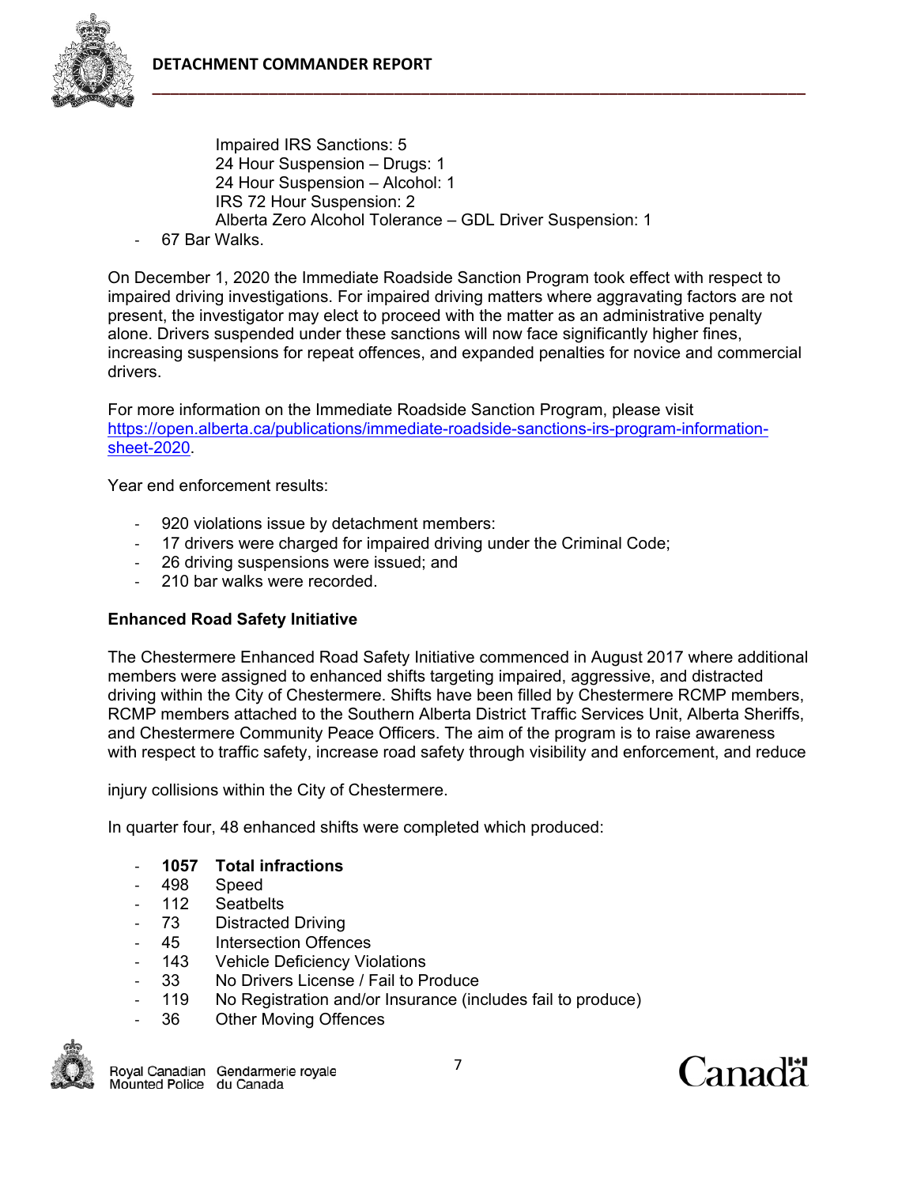Impaired IRS Sanctions: 5
24 Hour Suspension – Drugs: 1
24 Hour Suspension – Alcohol: 1
IRS 72 Hour Suspension: 2
Alberta Zero Alcohol Tolerance – GDL Driver Suspension: 1

- 67 Bar Walks.

On December 1, 2020 the Immediate Roadside Sanction Program took effect with respect to impaired driving investigations. For impaired driving matters where aggravating factors are not present, the investigator may elect to proceed with the matter as an administrative penalty alone. Drivers suspended under these sanctions will now face significantly higher fines, increasing suspensions for repeat offences, and expanded penalties for novice and commercial drivers.

For more information on the Immediate Roadside Sanction Program, please visit https://open.alberta.ca/publications/immediate-roadside-sanctions-irs-program-information-sheet-2020.

Year end enforcement results:

- 920 violations issue by detachment members:
- 17 drivers were charged for impaired driving under the Criminal Code;
- 26 driving suspensions were issued; and
- 210 bar walks were recorded.

**Enhanced Road Safety Initiative**

The Chestermere Enhanced Road Safety Initiative commenced in August 2017 where additional members were assigned to enhanced shifts targeting impaired, aggressive, and distracted driving within the City of Chestermere. Shifts have been filled by Chestermere RCMP members, RCMP members attached to the Southern Alberta District Traffic Services Unit, Alberta Sheriffs, and Chestermere Community Peace Officers. The aim of the program is to raise awareness with respect to traffic safety, increase road safety through visibility and enforcement, and reduce injury collisions within the City of Chestermere.

In quarter four, 48 enhanced shifts were completed which produced:

- **1057 Total infractions**
- 498 Speed
- 112 Seatbelts
- 73 Distracted Driving
- 45 Intersection Offences
- 143 Vehicle Deficiency Violations
- 33 No Drivers License / Fail to Produce
- 119 No Registration and/or Insurance (includes fail to produce)
- 36 Other Moving Offences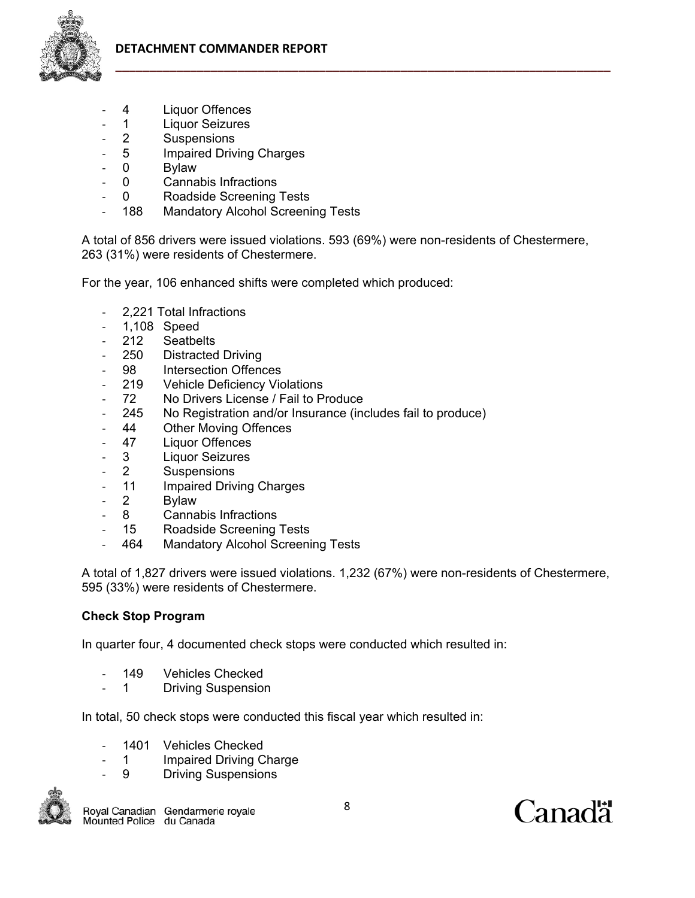- 4 Liquor Offences
- 1 Liquor Seizures
- 2 Suspensions
- 5 Impaired Driving Charges
- 0 Bylaw
- 0 Cannabis Infractions
- 0 Roadside Screening Tests
- 188 Mandatory Alcohol Screening Tests

A total of 856 drivers were issued violations. 593 (69%) were non-residents of Chestermere, 263 (31%) were residents of Chestermere.

For the year, 106 enhanced shifts were completed which produced:

- 2,221 Total Infractions
- 1,108 Speed
- 212 Seatbelts
- 250 Distracted Driving
- 98 Intersection Offences
- 219 Vehicle Deficiency Violations
- 72 No Drivers License / Fail to Produce
- 245 No Registration and/or Insurance (includes fail to produce)
- 44 Other Moving Offences
- 47 Liquor Offences
- 3 Liquor Seizures
- 2 Suspensions
- 11 Impaired Driving Charges
- 2 Bylaw
- 8 Cannabis Infractions
- 15 Roadside Screening Tests
- 464 Mandatory Alcohol Screening Tests

A total of 1,827 drivers were issued violations. 1,232 (67%) were non-residents of Chestermere, 595 (33%) were residents of Chestermere.

**Check Stop Program**

In quarter four, 4 documented check stops were conducted which resulted in:

- 149 Vehicles Checked
- 1 Driving Suspension

In total, 50 check stops were conducted this fiscal year which resulted in:

- 1401 Vehicles Checked
- 1 Impaired Driving Charge
- 9 Driving Suspensions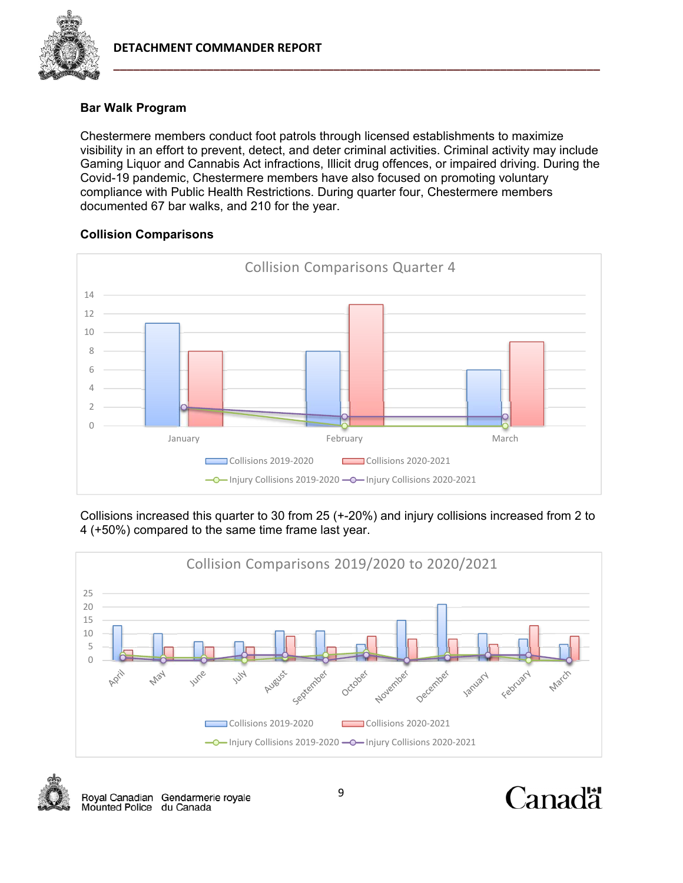## Bar Walk Program

Chestermere members conduct foot patrols through licensed establishments to maximize visibility in an effort to prevent, detect, and deter criminal activities. Criminal activity may include Gaming Liquor and Cannabis Act infractions, Illicit drug offences, or impaired driving. During the Covid-19 pandemic, Chestermere members have also focused on promoting voluntary compliance with Public Health Restrictions. During quarter four, Chestermere members documented 67 bar walks, and 210 for the year.

## Collision Comparisons

Collisions increased this quarter to 30 from 25 (+-20%) and injury collisions increased from 2 to 4 (+50%) compared to the same time frame last year.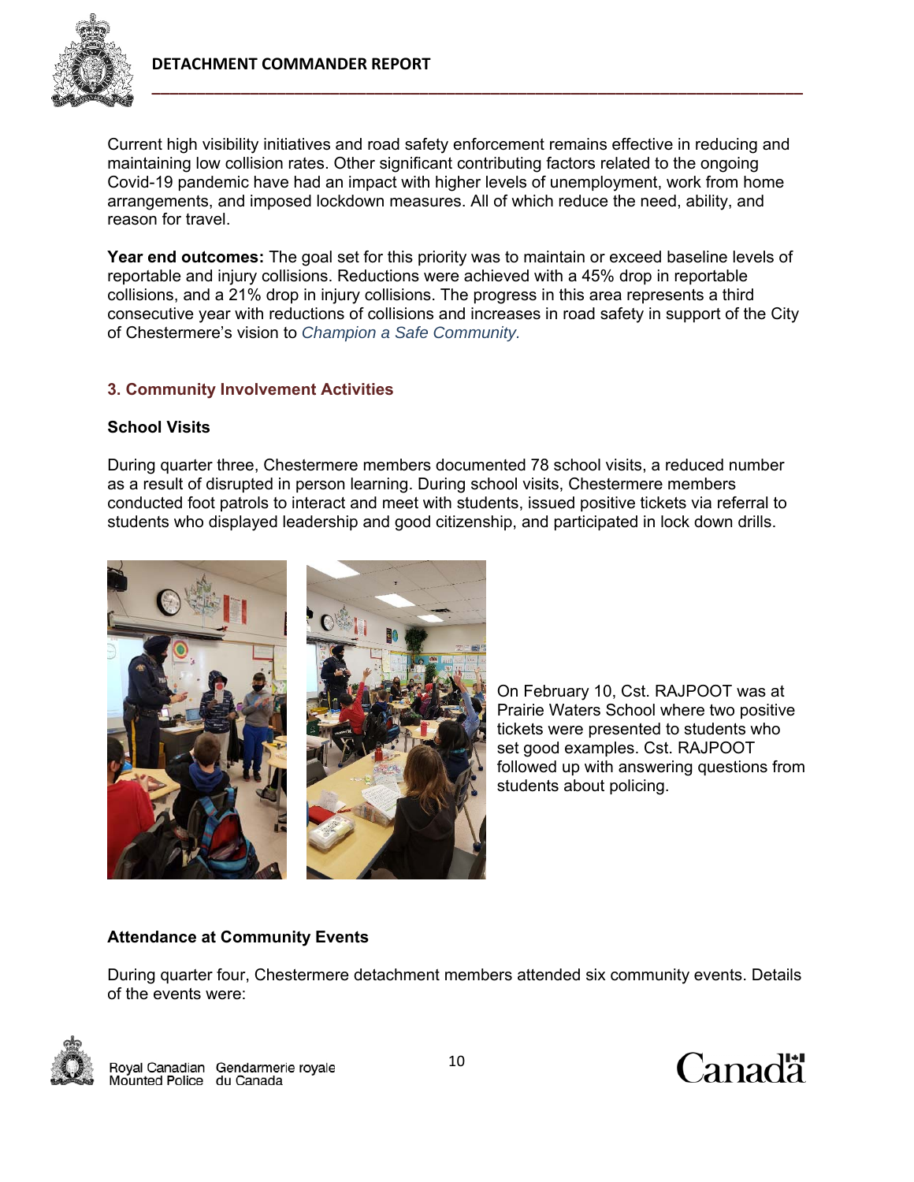Current high visibility initiatives and road safety enforcement remains effective in reducing and maintaining low collision rates. Other significant contributing factors related to the ongoing Covid-19 pandemic have had an impact with higher levels of unemployment, work from home arrangements, and imposed lockdown measures. All of which reduce the need, ability, and reason for travel.

**Year end outcomes:** The goal set for this priority was to maintain or exceed baseline levels of reportable and injury collisions. Reductions were achieved with a 45% drop in reportable collisions, and a 21% drop in injury collisions. The progress in this area represents a third consecutive year with reductions of collisions and increases in road safety in support of the City of Chestermere's vision to *Champion a Safe Community.*

### 3. Community Involvement Activities

#### School Visits

During quarter three, Chestermere members documented 78 school visits, a reduced number as a result of disrupted in person learning. During school visits, Chestermere members conducted foot patrols to interact and meet with students, issued positive tickets via referral to students who displayed leadership and good citizenship, and participated in lock down drills.

On February 10, Cst. RAJPOOT was at Prairie Waters School where two positive tickets were presented to students who set good examples. Cst. RAJPOOT followed up with answering questions from students about policing.

#### Attendance at Community Events

During quarter four, Chestermere detachment members attended six community events. Details of the events were: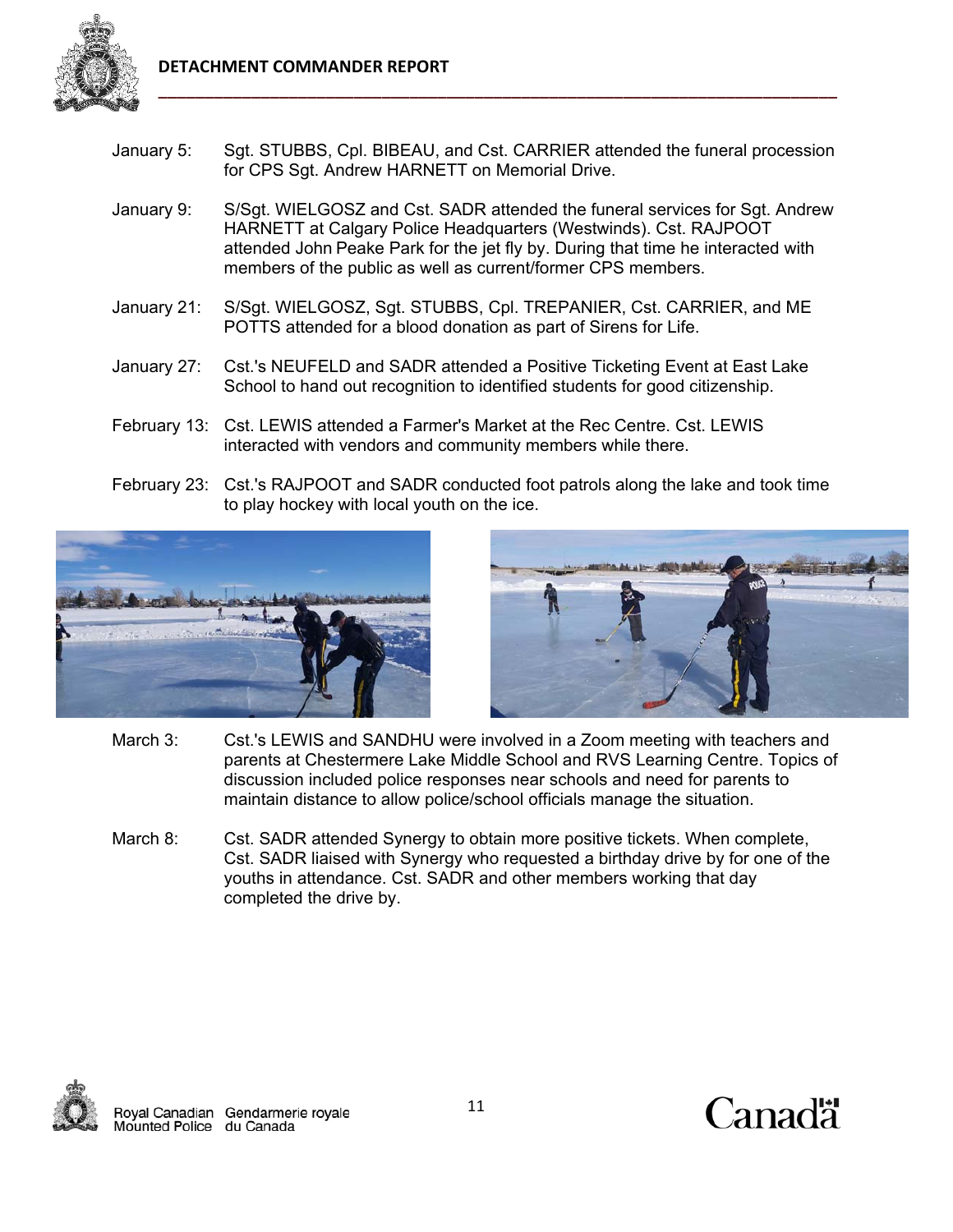January 5: Sgt. STUBBS, Cpl. BIBEAU, and Cst. CARRIER attended the funeral procession for CPS Sgt. Andrew HARNETT on Memorial Drive.

January 9: S/Sgt. WIELGOSZ and Cst. SADR attended the funeral services for Sgt. Andrew HARNETT at Calgary Police Headquarters (Westwinds). Cst. RAJPOOT attended John Peake Park for the jet fly by. During that time he interacted with members of the public as well as current/former CPS members.

January 21: S/Sgt. WIELGOSZ, Sgt. STUBBS, Cpl. TREPANIER, Cst. CARRIER, and ME POTTS attended for a blood donation as part of Sirens for Life.

January 27: Cst.'s NEUFELD and SADR attended a Positive Ticketing Event at East Lake School to hand out recognition to identified students for good citizenship.

February 13: Cst. LEWIS attended a Farmer's Market at the Rec Centre. Cst. LEWIS interacted with vendors and community members while there.

February 23: Cst.'s RAJPOOT and SADR conducted foot patrols along the lake and took time to play hockey with local youth on the ice.

March 3: Cst.'s LEWIS and SANDHU were involved in a Zoom meeting with teachers and parents at Chestermere Lake Middle School and RVS Learning Centre. Topics of discussion included police responses near schools and need for parents to maintain distance to allow police/school officials manage the situation.

March 8: Cst. SADR attended Synergy to obtain more positive tickets. When complete, Cst. SADR liaised with Synergy who requested a birthday drive by for one of the youths in attendance. Cst. SADR and other members working that day completed the drive by.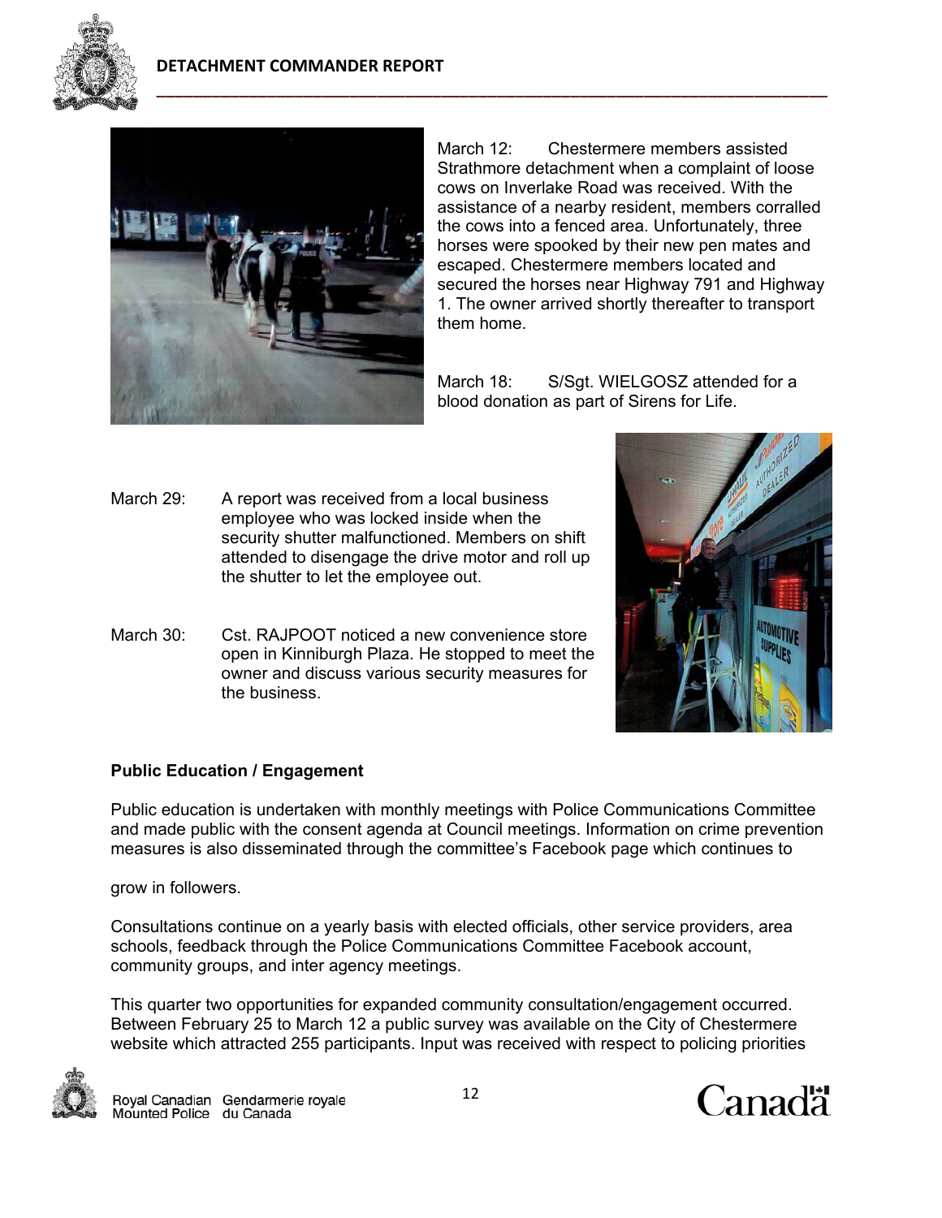March 12: Chestermere members assisted Strathmore detachment when a complaint of loose cows on Inverlake Road was received. With the assistance of a nearby resident, members corralled the cows into a fenced area. Unfortunately, three horses were spooked by their new pen mates and escaped. Chestermere members located and secured the horses near Highway 791 and Highway 1. The owner arrived shortly thereafter to transport them home.

March 18: S/Sgt. WIELGOSZ attended for a blood donation as part of Sirens for Life.

March 29: A report was received from a local business employee who was locked inside when the security shutter malfunctioned. Members on shift attended to disengage the drive motor and roll up the shutter to let the employee out.

March 30: Cst. RAJPOOT noticed a new convenience store open in Kinniburgh Plaza. He stopped to meet the owner and discuss various security measures for the business.

**Public Education / Engagement**

Public education is undertaken with monthly meetings with Police Communications Committee and made public with the consent agenda at Council meetings. Information on crime prevention measures is also disseminated through the committee's Facebook page which continues to grow in followers.

Consultations continue on a yearly basis with elected officials, other service providers, area schools, feedback through the Police Communications Committee Facebook account, community groups, and inter agency meetings.

This quarter two opportunities for expanded community consultation/engagement occurred. Between February 25 to March 12 a public survey was available on the City of Chestermere website which attracted 255 participants. Input was received with respect to policing priorities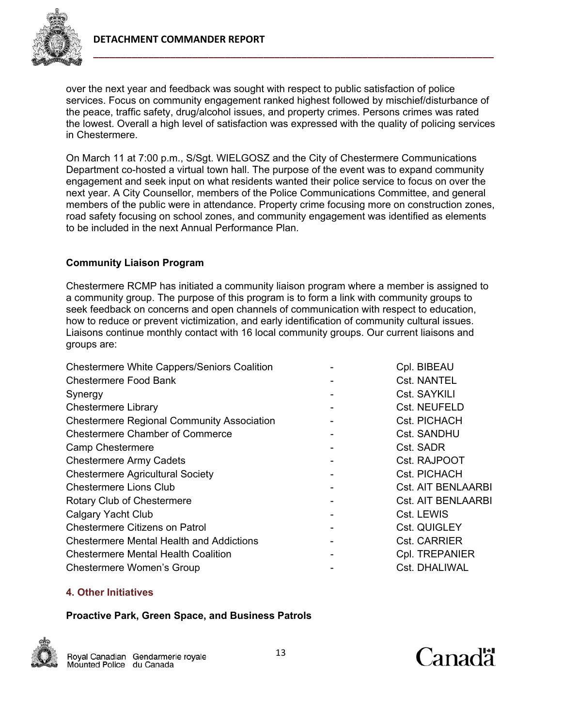over the next year and feedback was sought with respect to public satisfaction of police services. Focus on community engagement ranked highest followed by mischief/disturbance of the peace, traffic safety, drug/alcohol issues, and property crimes. Persons crimes was rated the lowest. Overall a high level of satisfaction was expressed with the quality of policing services in Chestermere.

On March 11 at 7:00 p.m., S/Sgt. WIELGOSZ and the City of Chestermere Communications Department co-hosted a virtual town hall. The purpose of the event was to expand community engagement and seek input on what residents wanted their police service to focus on over the next year. A City Counsellor, members of the Police Communications Committee, and general members of the public were in attendance. Property crime focusing more on construction zones, road safety focusing on school zones, and community engagement was identified as elements to be included in the next Annual Performance Plan.

**Community Liaison Program**

Chestermere RCMP has initiated a community liaison program where a member is assigned to a community group. The purpose of this program is to form a link with community groups to seek feedback on concerns and open channels of communication with respect to education, how to reduce or prevent victimization, and early identification of community cultural issues. Liaisons continue monthly contact with 16 local community groups. Our current liaisons and groups are:

| Group | | Liaison |
|---|---|---|
| Chestermere White Cappers/Seniors Coalition | - | Cpl. BIBEAU |
| Chestermere Food Bank | - | Cst. NANTEL |
| Synergy | - | Cst. SAYKILI |
| Chestermere Library | - | Cst. NEUFELD |
| Chestermere Regional Community Association | - | Cst. PICHACH |
| Chestermere Chamber of Commerce | - | Cst. SANDHU |
| Camp Chestermere | - | Cst. SADR |
| Chestermere Army Cadets | - | Cst. RAJPOOT |
| Chestermere Agricultural Society | - | Cst. PICHACH |
| Chestermere Lions Club | - | Cst. AIT BENLAARBI |
| Rotary Club of Chestermere | - | Cst. AIT BENLAARBI |
| Calgary Yacht Club | - | Cst. LEWIS |
| Chestermere Citizens on Patrol | - | Cst. QUIGLEY |
| Chestermere Mental Health and Addictions | - | Cst. CARRIER |
| Chestermere Mental Health Coalition | - | Cpl. TREPANIER |
| Chestermere Women's Group | - | Cst. DHALIWAL |

## 4. Other Initiatives

**Proactive Park, Green Space, and Business Patrols**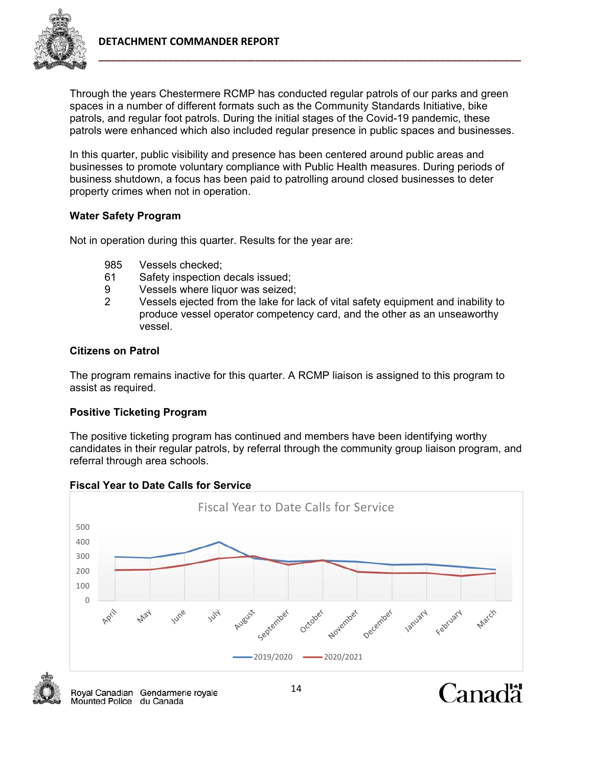Through the years Chestermere RCMP has conducted regular patrols of our parks and green spaces in a number of different formats such as the Community Standards Initiative, bike patrols, and regular foot patrols. During the initial stages of the Covid-19 pandemic, these patrols were enhanced which also included regular presence in public spaces and businesses.

In this quarter, public visibility and presence has been centered around public areas and businesses to promote voluntary compliance with Public Health measures. During periods of business shutdown, a focus has been paid to patrolling around closed businesses to deter property crimes when not in operation.

### Water Safety Program

Not in operation during this quarter. Results for the year are:

- 985 Vessels checked;
- 61 Safety inspection decals issued;
- 9 Vessels where liquor was seized;
- 2 Vessels ejected from the lake for lack of vital safety equipment and inability to produce vessel operator competency card, and the other as an unseaworthy vessel.

### Citizens on Patrol

The program remains inactive for this quarter. A RCMP liaison is assigned to this program to assist as required.

### Positive Ticketing Program

The positive ticketing program has continued and members have been identifying worthy candidates in their regular patrols, by referral through the community group liaison program, and referral through area schools.

### Fiscal Year to Date Calls for Service

Fiscal Year to Date Calls for Service

(Line chart: y-axis 0–500; x-axis April, May, June, July, August, September, October, November, December, January, February, March; series: 2019/2020, 2020/2021)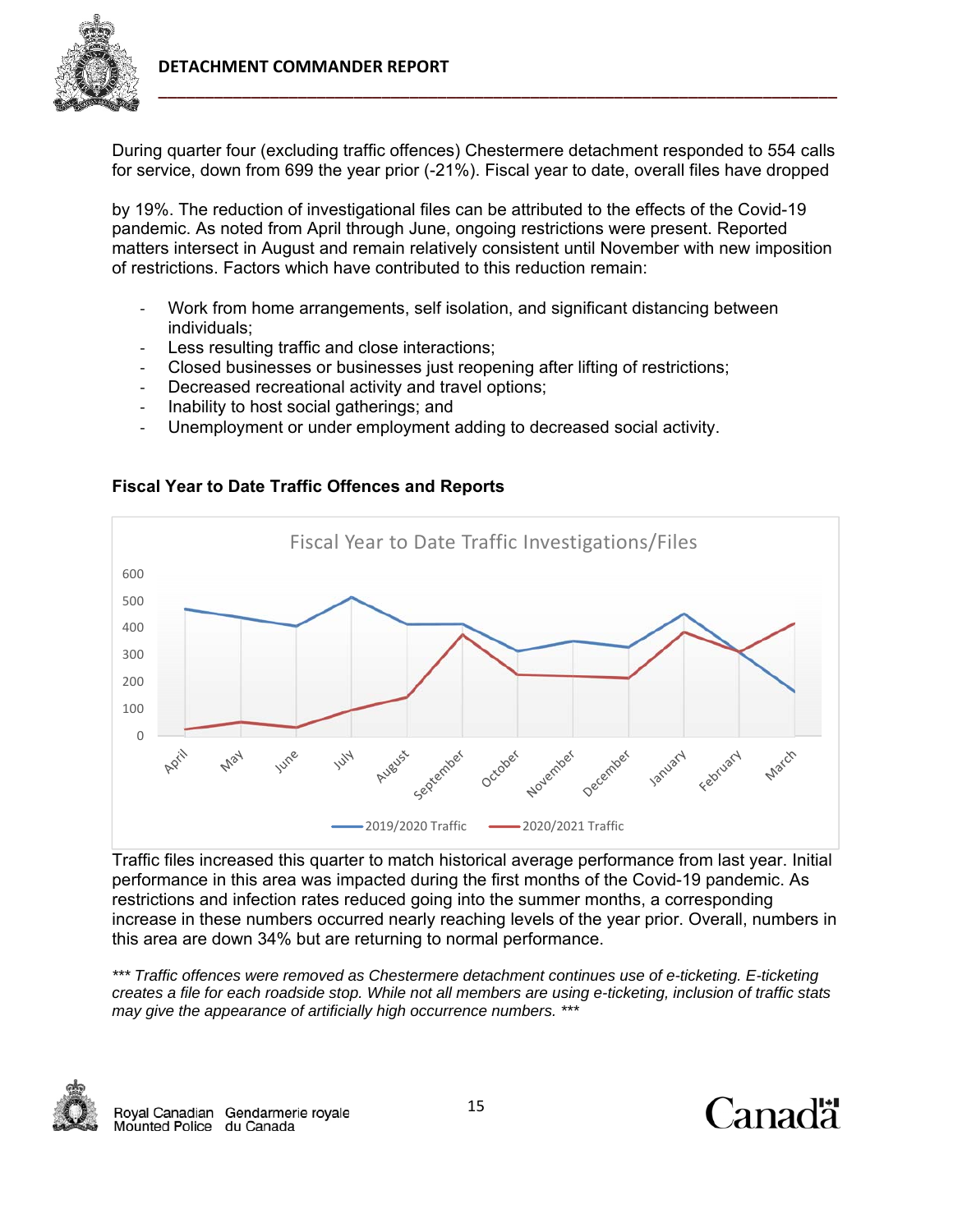During quarter four (excluding traffic offences) Chestermere detachment responded to 554 calls for service, down from 699 the year prior (-21%). Fiscal year to date, overall files have dropped

by 19%. The reduction of investigational files can be attributed to the effects of the Covid-19 pandemic. As noted from April through June, ongoing restrictions were present. Reported matters intersect in August and remain relatively consistent until November with new imposition of restrictions. Factors which have contributed to this reduction remain:

- Work from home arrangements, self isolation, and significant distancing between individuals;
- Less resulting traffic and close interactions;
- Closed businesses or businesses just reopening after lifting of restrictions;
- Decreased recreational activity and travel options;
- Inability to host social gatherings; and
- Unemployment or under employment adding to decreased social activity.

**Fiscal Year to Date Traffic Offences and Reports**

Fiscal Year to Date Traffic Investigations/Files

Legend: 2019/2020 Traffic; 2020/2021 Traffic

Traffic files increased this quarter to match historical average performance from last year. Initial performance in this area was impacted during the first months of the Covid-19 pandemic. As restrictions and infection rates reduced going into the summer months, a corresponding increase in these numbers occurred nearly reaching levels of the year prior. Overall, numbers in this area are down 34% but are returning to normal performance.

*\*\*\* Traffic offences were removed as Chestermere detachment continues use of e-ticketing. E-ticketing creates a file for each roadside stop. While not all members are using e-ticketing, inclusion of traffic stats may give the appearance of artificially high occurrence numbers. \*\*\**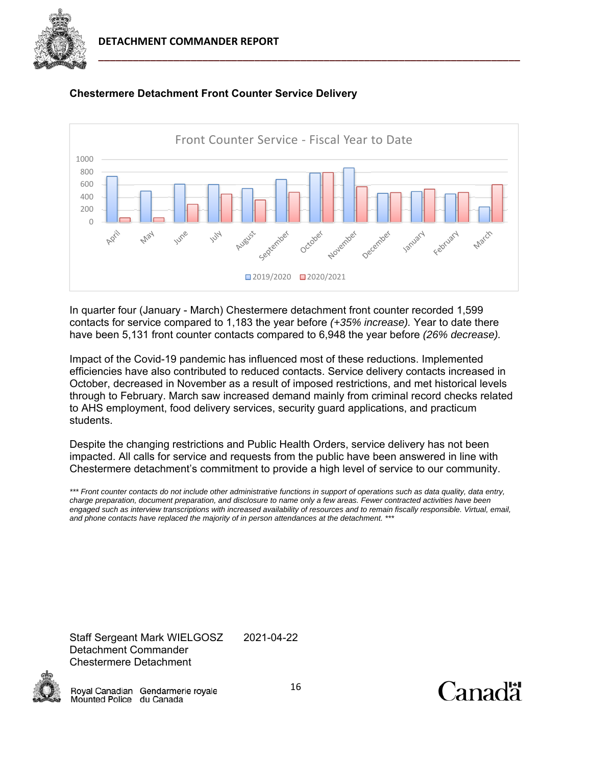### Chestermere Detachment Front Counter Service Delivery

Front Counter Service - Fiscal Year to Date

1000
800
600
400
200
0

April May June July August September October November December January February March

2019/2020 2020/2021

In quarter four (January - March) Chestermere detachment front counter recorded 1,599 contacts for service compared to 1,183 the year before *(+35% increase).* Year to date there have been 5,131 front counter contacts compared to 6,948 the year before *(26% decrease).*

Impact of the Covid-19 pandemic has influenced most of these reductions. Implemented efficiencies have also contributed to reduced contacts. Service delivery contacts increased in October, decreased in November as a result of imposed restrictions, and met historical levels through to February. March saw increased demand mainly from criminal record checks related to AHS employment, food delivery services, security guard applications, and practicum students.

Despite the changing restrictions and Public Health Orders, service delivery has not been impacted. All calls for service and requests from the public have been answered in line with Chestermere detachment's commitment to provide a high level of service to our community.

*\*\*\* Front counter contacts do not include other administrative functions in support of operations such as data quality, data entry, charge preparation, document preparation, and disclosure to name only a few areas. Fewer contracted activities have been engaged such as interview transcriptions with increased availability of resources and to remain fiscally responsible. Virtual, email, and phone contacts have replaced the majority of in person attendances at the detachment. \*\*\**

Staff Sergeant Mark WIELGOSZ 2021-04-22
Detachment Commander
Chestermere Detachment